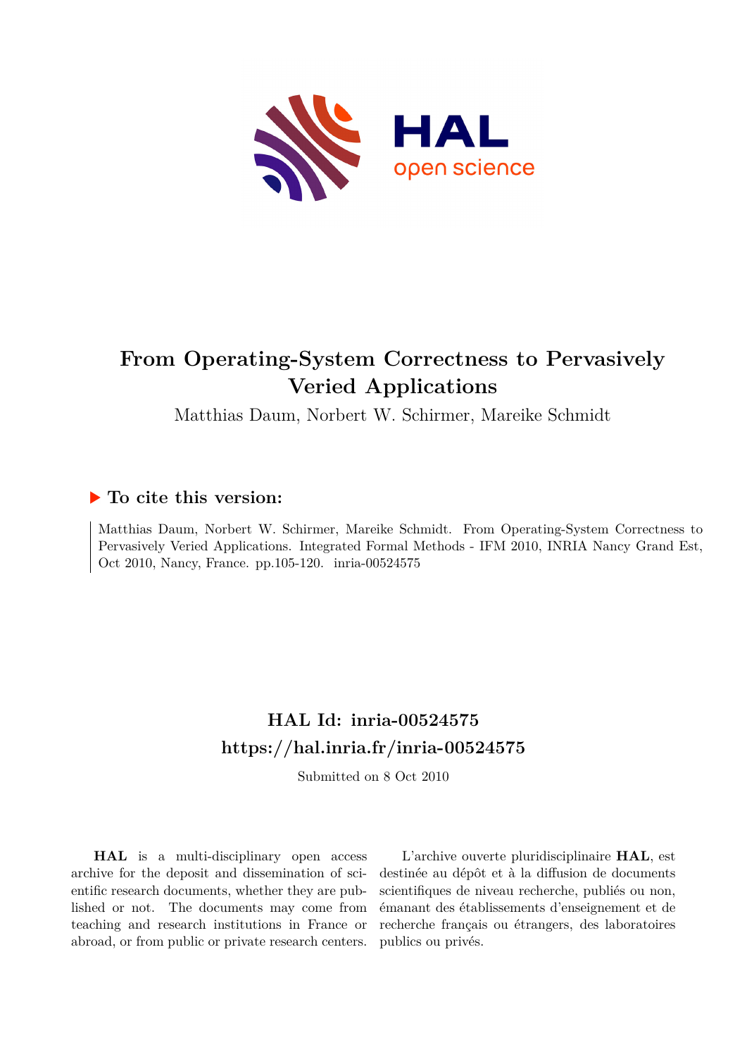# From Operating-System Correctness to Pervasively Veried Applications

Matthias Daum, Norbert W. Schirmer, Mareike Schmidt

## ▶ To cite this version:

Matthias Daum, Norbert W. Schirmer, Mareike Schmidt. From Operating-System Correctness to Pervasively Veried Applications. Integrated Formal Methods - IFM 2010, INRIA Nancy Grand Est, Oct 2010, Nancy, France. pp.105-120. inria-00524575

## HAL Id: inria-00524575

## https://hal.inria.fr/inria-00524575

Submitted on 8 Oct 2010

**HAL** is a multi-disciplinary open access archive for the deposit and dissemination of scientific research documents, whether they are published or not. The documents may come from teaching and research institutions in France or abroad, or from public or private research centers.

L'archive ouverte pluridisciplinaire **HAL**, est destinée au dépôt et à la diffusion de documents scientifiques de niveau recherche, publiés ou non, émanant des établissements d'enseignement et de recherche français ou étrangers, des laboratoires publics ou privés.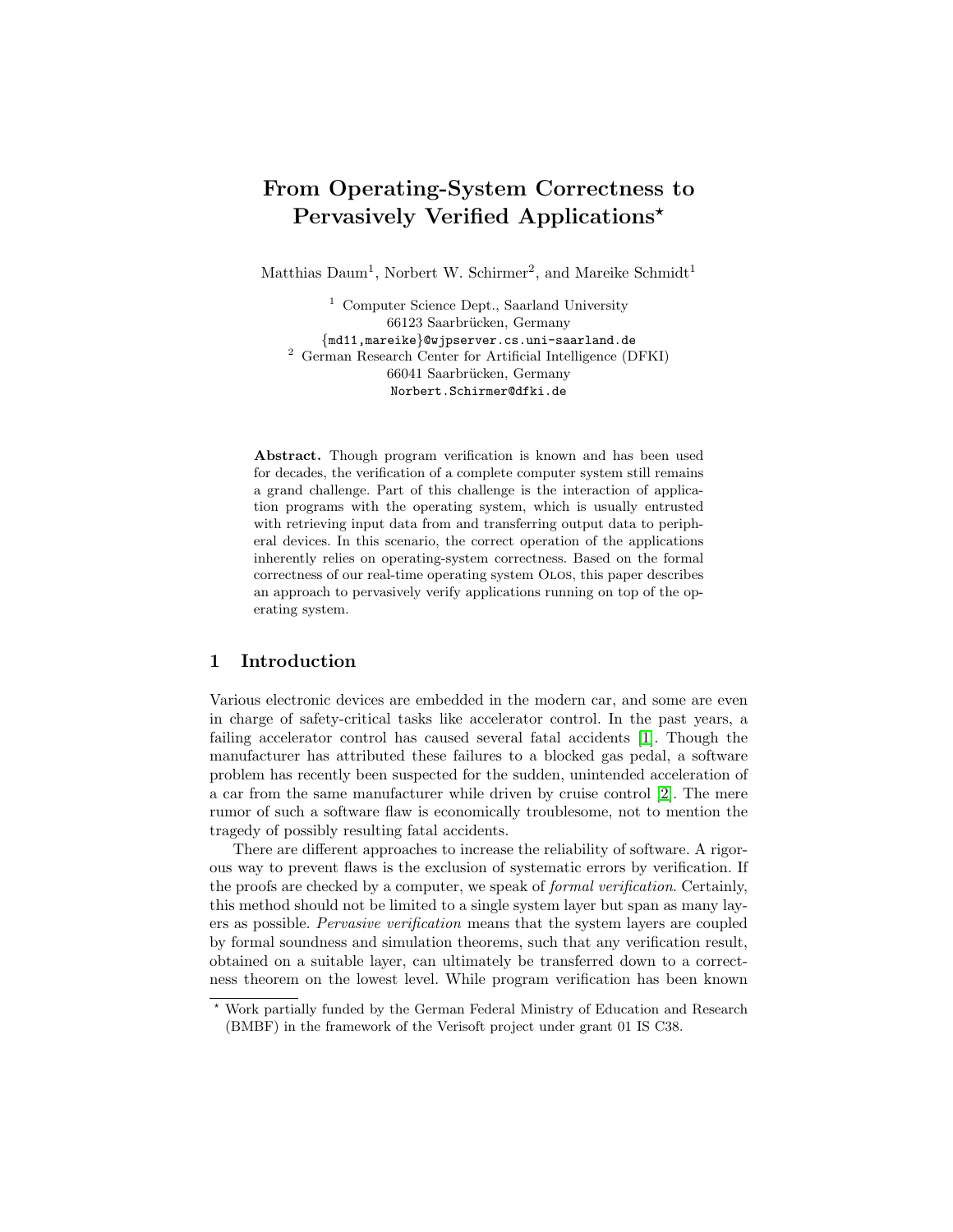# From Operating-System Correctness to Pervasively Verified Applications*

Matthias Daum[1], Norbert W. Schirmer[2], and Mareike Schmidt[1]

[1] Computer Science Dept., Saarland University
66123 Saarbrücken, Germany
{md11,mareike}@wjpserver.cs.uni-saarland.de

[2] German Research Center for Artificial Intelligence (DFKI)
66041 Saarbrücken, Germany
Norbert.Schirmer@dfki.de

**Abstract.** Though program verification is known and has been used for decades, the verification of a complete computer system still remains a grand challenge. Part of this challenge is the interaction of application programs with the operating system, which is usually entrusted with retrieving input data from and transferring output data to peripheral devices. In this scenario, the correct operation of the applications inherently relies on operating-system correctness. Based on the formal correctness of our real-time operating system Olos, this paper describes an approach to pervasively verify applications running on top of the operating system.

## 1 Introduction

Various electronic devices are embedded in the modern car, and some are even in charge of safety-critical tasks like accelerator control. In the past years, a failing accelerator control has caused several fatal accidents [1]. Though the manufacturer has attributed these failures to a blocked gas pedal, a software problem has recently been suspected for the sudden, unintended acceleration of a car from the same manufacturer while driven by cruise control [2]. The mere rumor of such a software flaw is economically troublesome, not to mention the tragedy of possibly resulting fatal accidents.

There are different approaches to increase the reliability of software. A rigorous way to prevent flaws is the exclusion of systematic errors by verification. If the proofs are checked by a computer, we speak of *formal verification*. Certainly, this method should not be limited to a single system layer but span as many layers as possible. *Pervasive verification* means that the system layers are coupled by formal soundness and simulation theorems, such that any verification result, obtained on a suitable layer, can ultimately be transferred down to a correctness theorem on the lowest level. While program verification has been known

* Work partially funded by the German Federal Ministry of Education and Research (BMBF) in the framework of the Verisoft project under grant 01 IS C38.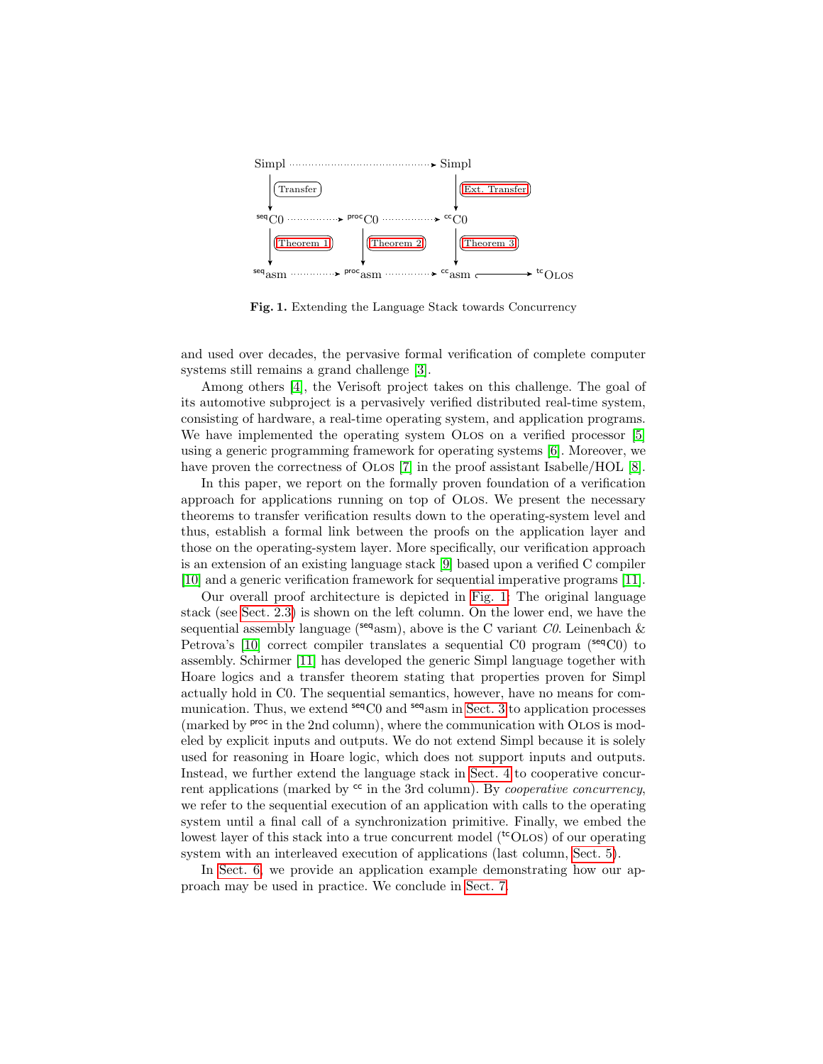Fig. 1. Extending the Language Stack towards Concurrency

and used over decades, the pervasive formal verification of complete computer systems still remains a grand challenge [3].

Among others [4], the Verisoft project takes on this challenge. The goal of its automotive subproject is a pervasively verified distributed real-time system, consisting of hardware, a real-time operating system, and application programs. We have implemented the operating system OLOS on a verified processor [5] using a generic programming framework for operating systems [6]. Moreover, we have proven the correctness of OLOS [7] in the proof assistant Isabelle/HOL [8].

In this paper, we report on the formally proven foundation of a verification approach for applications running on top of OLOS. We present the necessary theorems to transfer verification results down to the operating-system level and thus, establish a formal link between the proofs on the application layer and those on the operating-system layer. More specifically, our verification approach is an extension of an existing language stack [9] based upon a verified C compiler [10] and a generic verification framework for sequential imperative programs [11].

Our overall proof architecture is depicted in Fig. 1. The original language stack (see Sect. 2.3) is shown on the left column. On the lower end, we have the sequential assembly language ($^{\mathsf{seq}}$asm), above is the C variant *C0*. Leinenbach & Petrova's [10] correct compiler translates a sequential C0 program ($^{\mathsf{seq}}$C0) to assembly. Schirmer [11] has developed the generic Simpl language together with Hoare logics and a transfer theorem stating that properties proven for Simpl actually hold in C0. The sequential semantics, however, have no means for communication. Thus, we extend $^{\mathsf{seq}}$C0 and $^{\mathsf{seq}}$asm in Sect. 3 to application processes (marked by $^{\mathsf{proc}}$ in the 2nd column), where the communication with OLOS is modeled by explicit inputs and outputs. We do not extend Simpl because it is solely used for reasoning in Hoare logic, which does not support inputs and outputs. Instead, we further extend the language stack in Sect. 4 to cooperative concurrent applications (marked by $^{\mathsf{cc}}$ in the 3rd column). By *cooperative concurrency*, we refer to the sequential execution of an application with calls to the operating system until a final call of a synchronization primitive. Finally, we embed the lowest layer of this stack into a true concurrent model ($^{\mathsf{tc}}$OLOS) of our operating system with an interleaved execution of applications (last column, Sect. 5).

In Sect. 6, we provide an application example demonstrating how our approach may be used in practice. We conclude in Sect. 7.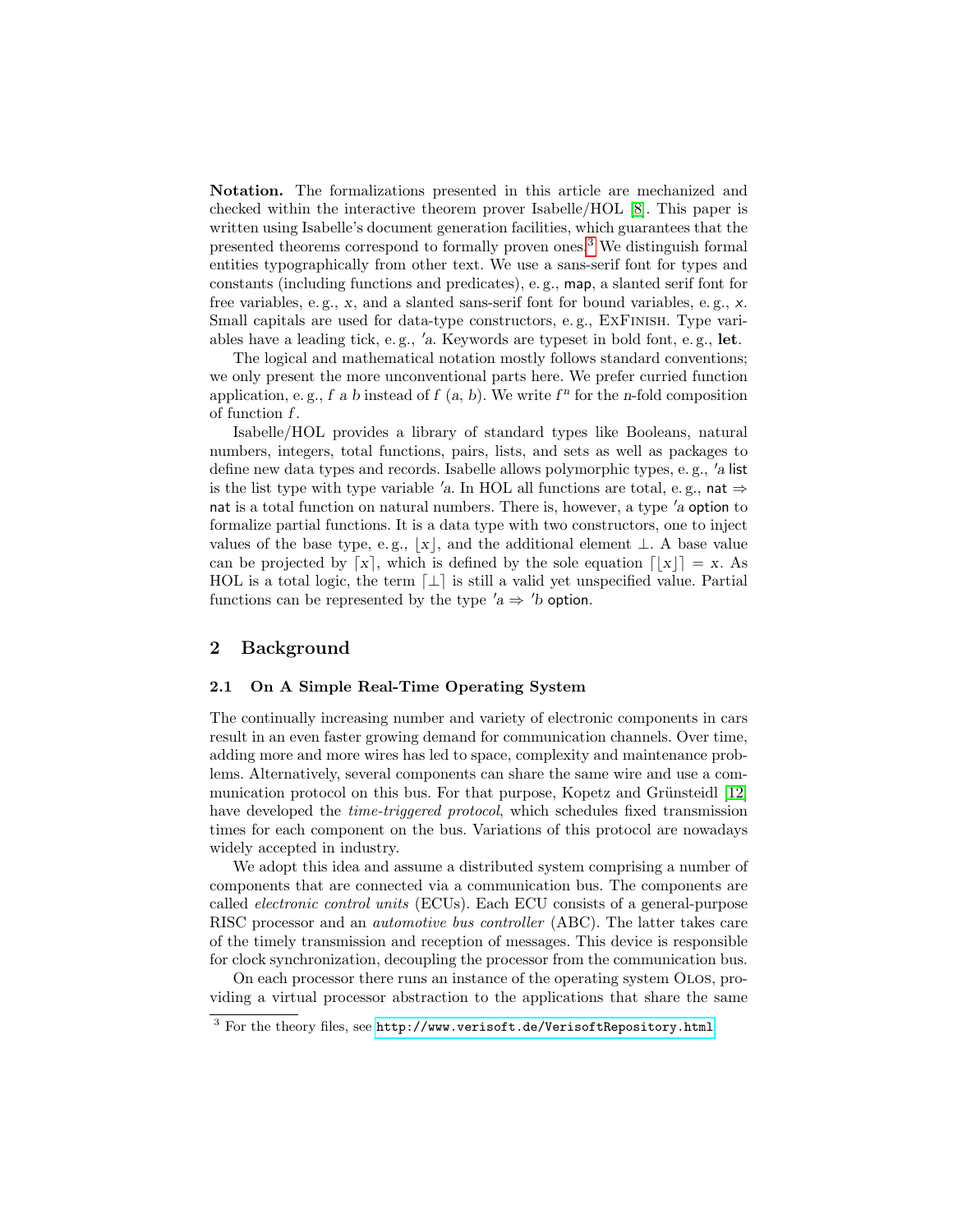**Notation.** The formalizations presented in this article are mechanized and checked within the interactive theorem prover Isabelle/HOL [8]. This paper is written using Isabelle's document generation facilities, which guarantees that the presented theorems correspond to formally proven ones.[3] We distinguish formal entities typographically from other text. We use a sans-serif font for types and constants (including functions and predicates), e. g., $\mathsf{map}$, a slanted serif font for free variables, e. g., $x$, and a slanted sans-serif font for bound variables, e. g., $\mathsf{x}$. Small capitals are used for data-type constructors, e. g., ExFinish. Type variables have a leading tick, e. g., $'a$. Keywords are typeset in bold font, e. g., **let**.

The logical and mathematical notation mostly follows standard conventions; we only present the more unconventional parts here. We prefer curried function application, e. g., $f\ a\ b$ instead of $f\ (a, b)$. We write $f^n$ for the $n$-fold composition of function $f$.

Isabelle/HOL provides a library of standard types like Booleans, natural numbers, integers, total functions, pairs, lists, and sets as well as packages to define new data types and records. Isabelle allows polymorphic types, e. g., $'a$ list is the list type with type variable $'a$. In HOL all functions are total, e. g., nat $\Rightarrow$ nat is a total function on natural numbers. There is, however, a type $'a$ option to formalize partial functions. It is a data type with two constructors, one to inject values of the base type, e. g., $\lfloor x \rfloor$, and the additional element $\bot$. A base value can be projected by $\lceil x \rceil$, which is defined by the sole equation $\lceil \lfloor x \rfloor \rceil = x$. As HOL is a total logic, the term $\lceil \bot \rceil$ is still a valid yet unspecified value. Partial functions can be represented by the type $'a \Rightarrow 'b$ option.

## 2 Background

### 2.1 On A Simple Real-Time Operating System

The continually increasing number and variety of electronic components in cars result in an even faster growing demand for communication channels. Over time, adding more and more wires has led to space, complexity and maintenance problems. Alternatively, several components can share the same wire and use a communication protocol on this bus. For that purpose, Kopetz and Grünsteidl [12] have developed the *time-triggered protocol*, which schedules fixed transmission times for each component on the bus. Variations of this protocol are nowadays widely accepted in industry.

We adopt this idea and assume a distributed system comprising a number of components that are connected via a communication bus. The components are called *electronic control units* (ECUs). Each ECU consists of a general-purpose RISC processor and an *automotive bus controller* (ABC). The latter takes care of the timely transmission and reception of messages. This device is responsible for clock synchronization, decoupling the processor from the communication bus.

On each processor there runs an instance of the operating system Olos, providing a virtual processor abstraction to the applications that share the same

[3] For the theory files, see http://www.verisoft.de/VerisoftRepository.html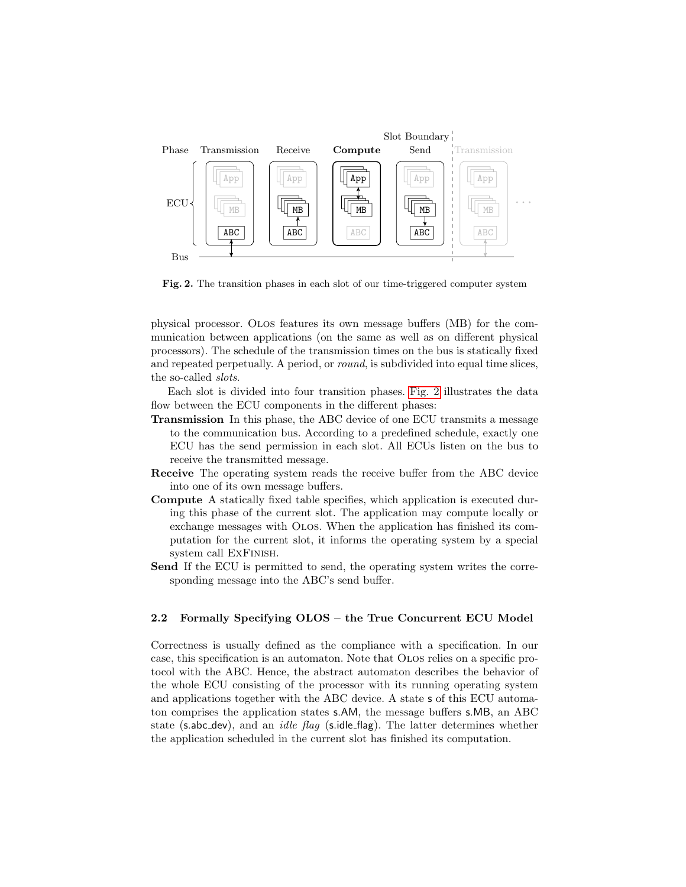Slot Boundary

Phase Transmission Receive **Compute** Send Transmission

ECU

App

MB

ABC

Bus

. . .

**Fig. 2.** The transition phases in each slot of our time-triggered computer system

physical processor. OLOS features its own message buffers (MB) for the communication between applications (on the same as well as on different physical processors). The schedule of the transmission times on the bus is statically fixed and repeated perpetually. A period, or *round*, is subdivided into equal time slices, the so-called *slots*.

Each slot is divided into four transition phases. Fig. 2 illustrates the data flow between the ECU components in the different phases:

**Transmission** In this phase, the ABC device of one ECU transmits a message to the communication bus. According to a predefined schedule, exactly one ECU has the send permission in each slot. All ECUs listen on the bus to receive the transmitted message.

**Receive** The operating system reads the receive buffer from the ABC device into one of its own message buffers.

**Compute** A statically fixed table specifies, which application is executed during this phase of the current slot. The application may compute locally or exchange messages with OLOS. When the application has finished its computation for the current slot, it informs the operating system by a special system call EXFINISH.

**Send** If the ECU is permitted to send, the operating system writes the corresponding message into the ABC's send buffer.

### 2.2 Formally Specifying OLOS – the True Concurrent ECU Model

Correctness is usually defined as the compliance with a specification. In our case, this specification is an automaton. Note that OLOS relies on a specific protocol with the ABC. Hence, the abstract automaton describes the behavior of the whole ECU consisting of the processor with its running operating system and applications together with the ABC device. A state s of this ECU automaton comprises the application states s.AM, the message buffers s.MB, an ABC state (s.abc_dev), and an *idle flag* (s.idle_flag). The latter determines whether the application scheduled in the current slot has finished its computation.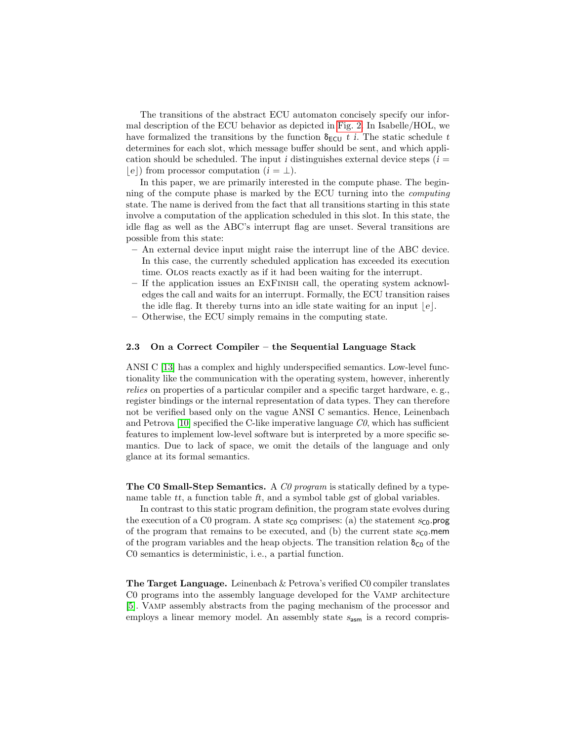The transitions of the abstract ECU automaton concisely specify our informal description of the ECU behavior as depicted in Fig. 2. In Isabelle/HOL, we have formalized the transitions by the function $\delta_{\mathsf{ECU}}\ t\ i$. The static schedule $t$ determines for each slot, which message buffer should be sent, and which application should be scheduled. The input $i$ distinguishes external device steps ($i = \lfloor e \rfloor$) from processor computation ($i = \bot$).

In this paper, we are primarily interested in the compute phase. The beginning of the compute phase is marked by the ECU turning into the *computing* state. The name is derived from the fact that all transitions starting in this state involve a computation of the application scheduled in this slot. In this state, the idle flag as well as the ABC's interrupt flag are unset. Several transitions are possible from this state:

- An external device input might raise the interrupt line of the ABC device. In this case, the currently scheduled application has exceeded its execution time. Olos reacts exactly as if it had been waiting for the interrupt.
- If the application issues an ExFinish call, the operating system acknowledges the call and waits for an interrupt. Formally, the ECU transition raises the idle flag. It thereby turns into an idle state waiting for an input $\lfloor e \rfloor$.
- Otherwise, the ECU simply remains in the computing state.

### 2.3 On a Correct Compiler – the Sequential Language Stack

ANSI C [13] has a complex and highly underspecified semantics. Low-level functionality like the communication with the operating system, however, inherently *relies* on properties of a particular compiler and a specific target hardware, e. g., register bindings or the internal representation of data types. They can therefore not be verified based only on the vague ANSI C semantics. Hence, Leinenbach and Petrova [10] specified the C-like imperative language *C0*, which has sufficient features to implement low-level software but is interpreted by a more specific semantics. Due to lack of space, we omit the details of the language and only glance at its formal semantics.

**The C0 Small-Step Semantics.** A *C0 program* is statically defined by a typename table *tt*, a function table *ft*, and a symbol table *gst* of global variables.

In contrast to this static program definition, the program state evolves during the execution of a C0 program. A state $s_{\mathsf{C0}}$ comprises: (a) the statement $s_{\mathsf{C0}}.\mathsf{prog}$ of the program that remains to be executed, and (b) the current state $s_{\mathsf{C0}}.\mathsf{mem}$ of the program variables and the heap objects. The transition relation $\delta_{\mathsf{C0}}$ of the C0 semantics is deterministic, i. e., a partial function.

**The Target Language.** Leinenbach & Petrova's verified C0 compiler translates C0 programs into the assembly language developed for the Vamp architecture [5]. Vamp assembly abstracts from the paging mechanism of the processor and employs a linear memory model. An assembly state $s_{\mathsf{asm}}$ is a record compris-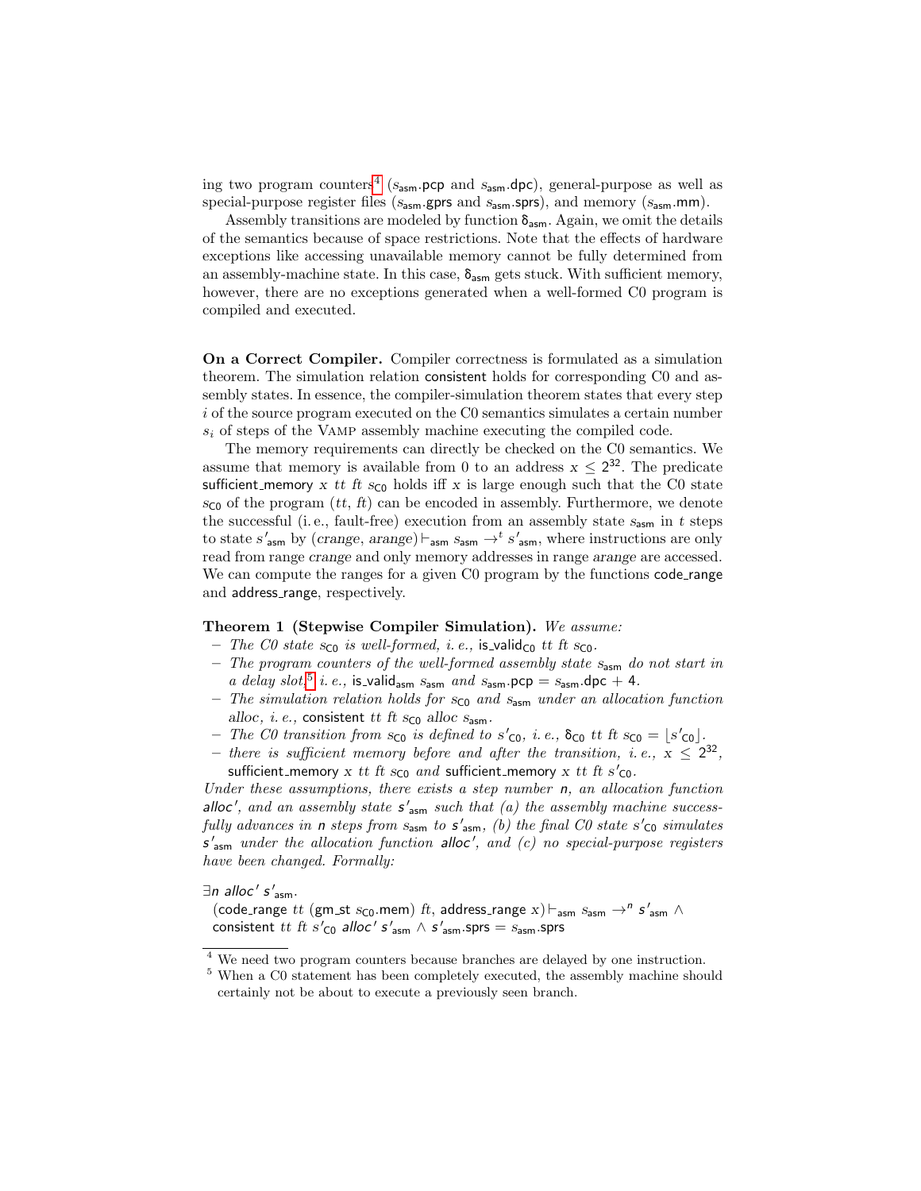ing two program counters[4] ($s_{\mathsf{asm}}.\mathsf{pcp}$ and $s_{\mathsf{asm}}.\mathsf{dpc}$), general-purpose as well as special-purpose register files ($s_{\mathsf{asm}}.\mathsf{gprs}$ and $s_{\mathsf{asm}}.\mathsf{sprs}$), and memory ($s_{\mathsf{asm}}.\mathsf{mm}$).

Assembly transitions are modeled by function $\delta_{\mathsf{asm}}$. Again, we omit the details of the semantics because of space restrictions. Note that the effects of hardware exceptions like accessing unavailable memory cannot be fully determined from an assembly-machine state. In this case, $\delta_{\mathsf{asm}}$ gets stuck. With sufficient memory, however, there are no exceptions generated when a well-formed C0 program is compiled and executed.

**On a Correct Compiler.** Compiler correctness is formulated as a simulation theorem. The simulation relation consistent holds for corresponding C0 and assembly states. In essence, the compiler-simulation theorem states that every step $i$ of the source program executed on the C0 semantics simulates a certain number $s_i$ of steps of the VAMP assembly machine executing the compiled code.

The memory requirements can directly be checked on the C0 semantics. We assume that memory is available from 0 to an address $x \leq 2^{32}$. The predicate sufficient_memory $x$ $tt$ $ft$ $s_{\mathsf{C0}}$ holds iff $x$ is large enough such that the C0 state $s_{\mathsf{C0}}$ of the program ($tt$, $ft$) can be encoded in assembly. Furthermore, we denote the successful (i. e., fault-free) execution from an assembly state $s_{\mathsf{asm}}$ in $t$ steps to state $s'_{\mathsf{asm}}$ by $(crange, arange) \vdash_{\mathsf{asm}} s_{\mathsf{asm}} \rightarrow^{t} s'_{\mathsf{asm}}$, where instructions are only read from range $crange$ and only memory addresses in range $arange$ are accessed. We can compute the ranges for a given C0 program by the functions code_range and address_range, respectively.

**Theorem 1 (Stepwise Compiler Simulation).** *We assume:*

- *The C0 state $s_{\mathsf{C0}}$ is well-formed, i. e.,* is_valid$_{\mathsf{C0}}$ $tt$ $ft$ $s_{\mathsf{C0}}$.
- *The program counters of the well-formed assembly state $s_{\mathsf{asm}}$ do not start in a delay slot,[5] i. e.,* is_valid$_{\mathsf{asm}}$ $s_{\mathsf{asm}}$ *and* $s_{\mathsf{asm}}.\mathsf{pcp} = s_{\mathsf{asm}}.\mathsf{dpc} + 4$.
- *The simulation relation holds for $s_{\mathsf{C0}}$ and $s_{\mathsf{asm}}$ under an allocation function alloc, i. e.,* consistent $tt$ $ft$ $s_{\mathsf{C0}}$ $alloc$ $s_{\mathsf{asm}}$.
- *The C0 transition from $s_{\mathsf{C0}}$ is defined to $s'_{\mathsf{C0}}$, i. e.,* $\delta_{\mathsf{C0}}$ $tt$ $ft$ $s_{\mathsf{C0}} = \lfloor s'_{\mathsf{C0}} \rfloor$.
- *there is sufficient memory before and after the transition, i. e., $x \leq 2^{32}$,* sufficient_memory $x$ $tt$ $ft$ $s_{\mathsf{C0}}$ *and* sufficient_memory $x$ $tt$ $ft$ $s'_{\mathsf{C0}}$.

*Under these assumptions, there exists a step number $n$, an allocation function $alloc'$, and an assembly state $s'_{\mathsf{asm}}$ such that (a) the assembly machine successfully advances in $n$ steps from $s_{\mathsf{asm}}$ to $s'_{\mathsf{asm}}$, (b) the final C0 state $s'_{\mathsf{C0}}$ simulates $s'_{\mathsf{asm}}$ under the allocation function $alloc'$, and (c) no special-purpose registers have been changed. Formally:*

$\exists n\ alloc'\ s'_{\mathsf{asm}}.$
(code_range $tt$ (gm_st $s_{\mathsf{C0}}$.mem) $ft$, address_range $x$)$\vdash_{\mathsf{asm}} s_{\mathsf{asm}} \rightarrow^{n} s'_{\mathsf{asm}}$ $\wedge$
consistent $tt$ $ft$ $s'_{\mathsf{C0}}$ $alloc'$ $s'_{\mathsf{asm}}$ $\wedge$ $s'_{\mathsf{asm}}.\mathsf{sprs} = s_{\mathsf{asm}}.\mathsf{sprs}$

[4] We need two program counters because branches are delayed by one instruction.

[5] When a C0 statement has been completely executed, the assembly machine should certainly not be about to execute a previously seen branch.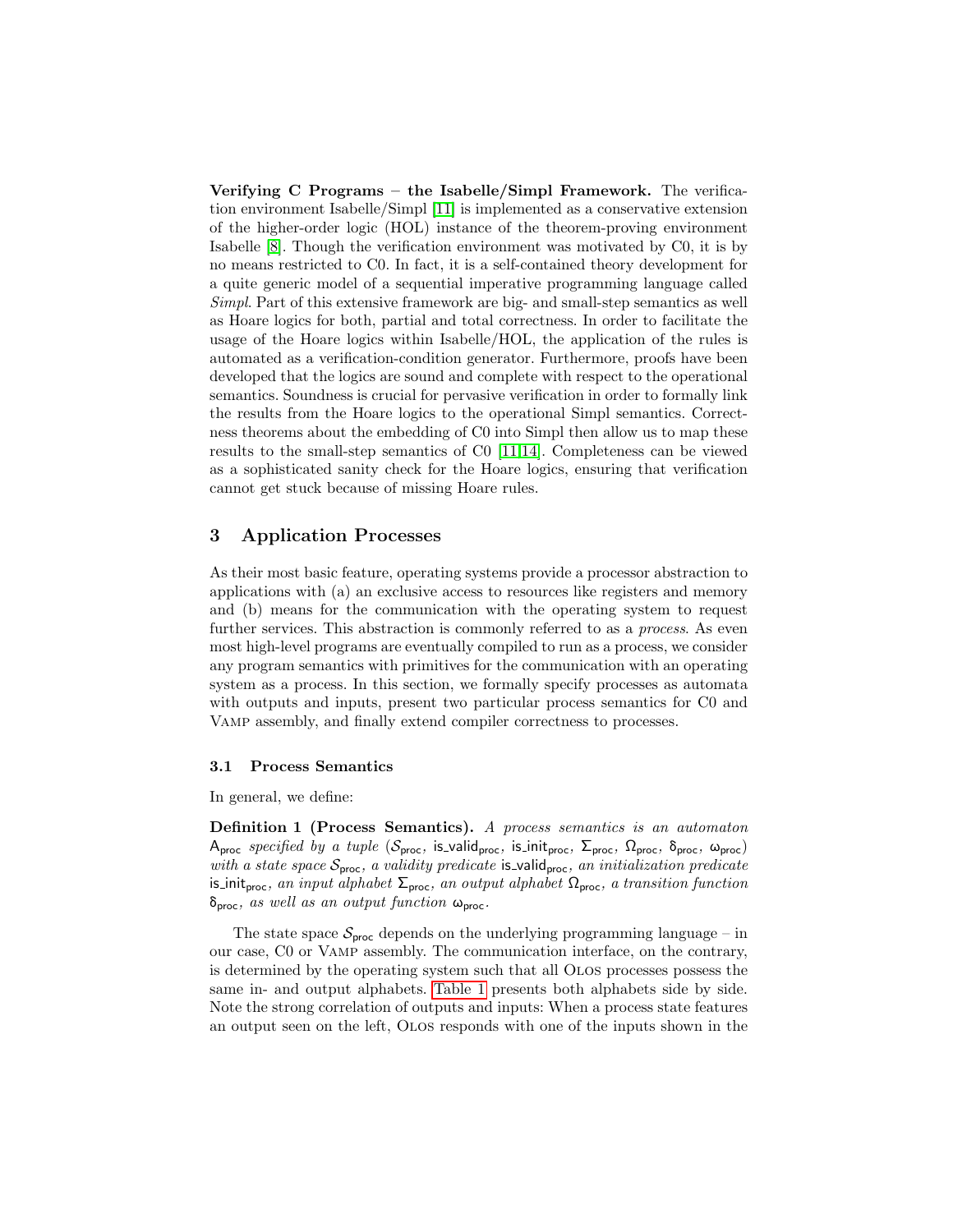**Verifying C Programs – the Isabelle/Simpl Framework.** The verification environment Isabelle/Simpl [11] is implemented as a conservative extension of the higher-order logic (HOL) instance of the theorem-proving environment Isabelle [8]. Though the verification environment was motivated by C0, it is by no means restricted to C0. In fact, it is a self-contained theory development for a quite generic model of a sequential imperative programming language called *Simpl*. Part of this extensive framework are big- and small-step semantics as well as Hoare logics for both, partial and total correctness. In order to facilitate the usage of the Hoare logics within Isabelle/HOL, the application of the rules is automated as a verification-condition generator. Furthermore, proofs have been developed that the logics are sound and complete with respect to the operational semantics. Soundness is crucial for pervasive verification in order to formally link the results from the Hoare logics to the operational Simpl semantics. Correctness theorems about the embedding of C0 into Simpl then allow us to map these results to the small-step semantics of C0 [11,14]. Completeness can be viewed as a sophisticated sanity check for the Hoare logics, ensuring that verification cannot get stuck because of missing Hoare rules.

## 3 Application Processes

As their most basic feature, operating systems provide a processor abstraction to applications with (a) an exclusive access to resources like registers and memory and (b) means for the communication with the operating system to request further services. This abstraction is commonly referred to as a *process*. As even most high-level programs are eventually compiled to run as a process, we consider any program semantics with primitives for the communication with an operating system as a process. In this section, we formally specify processes as automata with outputs and inputs, present two particular process semantics for C0 and VAMP assembly, and finally extend compiler correctness to processes.

### 3.1 Process Semantics

In general, we define:

**Definition 1 (Process Semantics).** *A process semantics is an automaton* $\mathsf{A}_{\mathsf{proc}}$ *specified by a tuple* $(\mathcal{S}_{\mathsf{proc}}, \mathsf{is\_valid}_{\mathsf{proc}}, \mathsf{is\_init}_{\mathsf{proc}}, \Sigma_{\mathsf{proc}}, \Omega_{\mathsf{proc}}, \delta_{\mathsf{proc}}, \omega_{\mathsf{proc}})$ *with a state space* $\mathcal{S}_{\mathsf{proc}}$*, a validity predicate* $\mathsf{is\_valid}_{\mathsf{proc}}$*, an initialization predicate* $\mathsf{is\_init}_{\mathsf{proc}}$*, an input alphabet* $\Sigma_{\mathsf{proc}}$*, an output alphabet* $\Omega_{\mathsf{proc}}$*, a transition function* $\delta_{\mathsf{proc}}$*, as well as an output function* $\omega_{\mathsf{proc}}$*.*

The state space $\mathcal{S}_{\mathsf{proc}}$ depends on the underlying programming language – in our case, C0 or VAMP assembly. The communication interface, on the contrary, is determined by the operating system such that all OLOS processes possess the same in- and output alphabets. Table 1 presents both alphabets side by side. Note the strong correlation of outputs and inputs: When a process state features an output seen on the left, OLOS responds with one of the inputs shown in the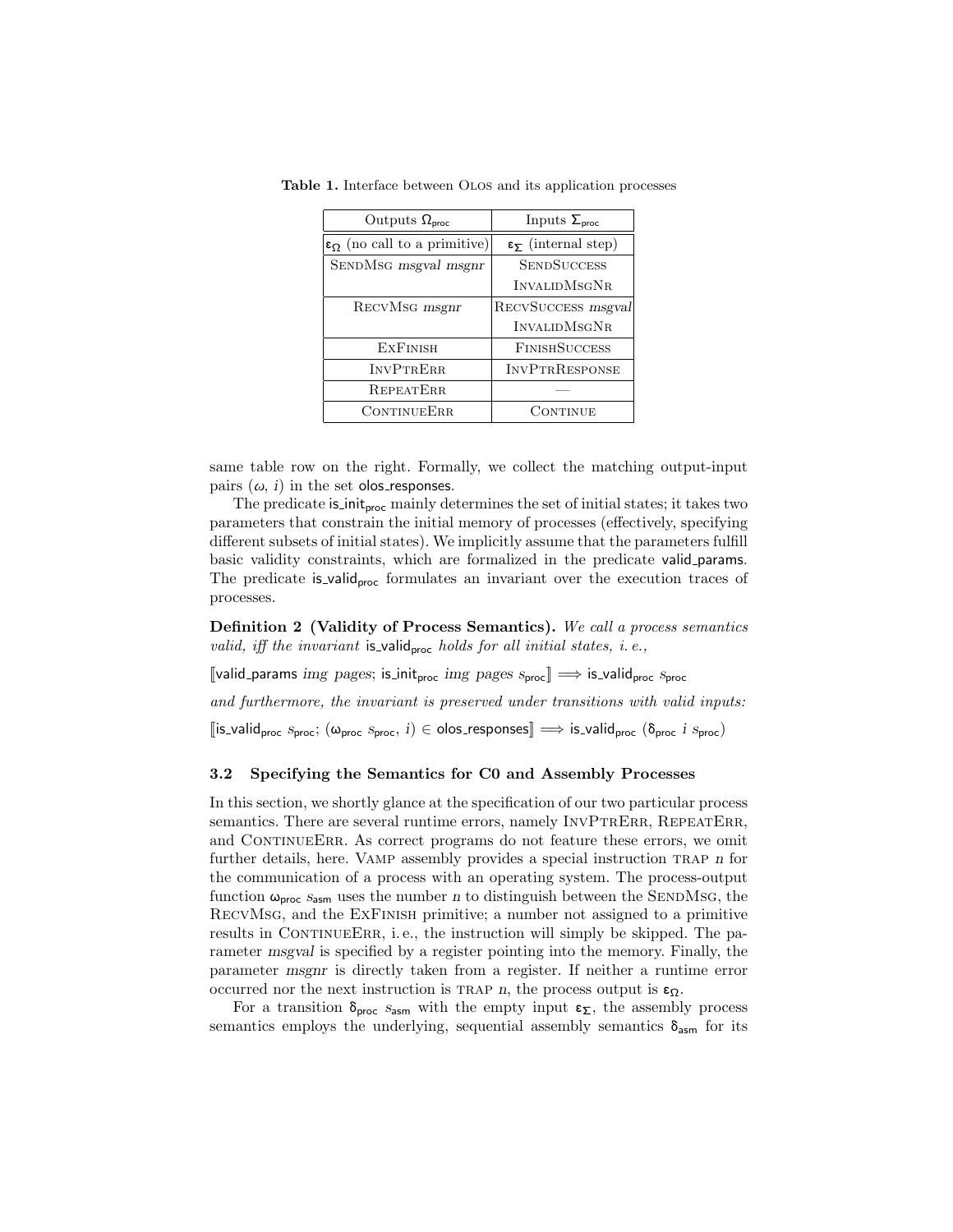**Table 1.** Interface between OLOS and its application processes

| Outputs $\Omega_{\mathsf{proc}}$ | Inputs $\Sigma_{\mathsf{proc}}$ |
|---|---|
| $\varepsilon_\Omega$ (no call to a primitive) | $\varepsilon_\Sigma$ (internal step) |
| SENDMSG *msgval msgnr* | SENDSUCCESS |
| | INVALIDMSGNR |
| RECVMSG *msgnr* | RECVSUCCESS *msgval* |
| | INVALIDMSGNR |
| EXFINISH | FINISHSUCCESS |
| INVPTRERR | INVPTRRESPONSE |
| REPEATERR | — |
| CONTINUEERR | CONTINUE |

same table row on the right. Formally, we collect the matching output-input pairs $(\omega, i)$ in the set olos_responses.

The predicate $\mathsf{is\_init}_{\mathsf{proc}}$ mainly determines the set of initial states; it takes two parameters that constrain the initial memory of processes (effectively, specifying different subsets of initial states). We implicitly assume that the parameters fulfill basic validity constraints, which are formalized in the predicate valid_params. The predicate $\mathsf{is\_valid}_{\mathsf{proc}}$ formulates an invariant over the execution traces of processes.

**Definition 2 (Validity of Process Semantics).** *We call a process semantics valid, iff the invariant* $\mathsf{is\_valid}_{\mathsf{proc}}$ *holds for all initial states, i. e.,*

$[\![\mathsf{valid\_params}\ img\ pages;\ \mathsf{is\_init}_{\mathsf{proc}}\ img\ pages\ s_{\mathsf{proc}}]\!] \Longrightarrow \mathsf{is\_valid}_{\mathsf{proc}}\ s_{\mathsf{proc}}$

*and furthermore, the invariant is preserved under transitions with valid inputs:*

$[\![\mathsf{is\_valid}_{\mathsf{proc}}\ s_{\mathsf{proc}};\ (\omega_{\mathsf{proc}}\ s_{\mathsf{proc}},\ i) \in \mathsf{olos\_responses}]\!] \Longrightarrow \mathsf{is\_valid}_{\mathsf{proc}}\ (\delta_{\mathsf{proc}}\ i\ s_{\mathsf{proc}})$

### 3.2 Specifying the Semantics for C0 and Assembly Processes

In this section, we shortly glance at the specification of our two particular process semantics. There are several runtime errors, namely INVPTRERR, REPEATERR, and CONTINUEERR. As correct programs do not feature these errors, we omit further details, here. VAMP assembly provides a special instruction TRAP *n* for the communication of a process with an operating system. The process-output function $\omega_{\mathsf{proc}}\ s_{\mathsf{asm}}$ uses the number *n* to distinguish between the SENDMSG, the RECVMSG, and the EXFINISH primitive; a number not assigned to a primitive results in CONTINUEERR, i. e., the instruction will simply be skipped. The parameter *msgval* is specified by a register pointing into the memory. Finally, the parameter *msgnr* is directly taken from a register. If neither a runtime error occurred nor the next instruction is TRAP *n*, the process output is $\varepsilon_\Omega$.

For a transition $\delta_{\mathsf{proc}}\ s_{\mathsf{asm}}$ with the empty input $\varepsilon_\Sigma$, the assembly process semantics employs the underlying, sequential assembly semantics $\delta_{\mathsf{asm}}$ for its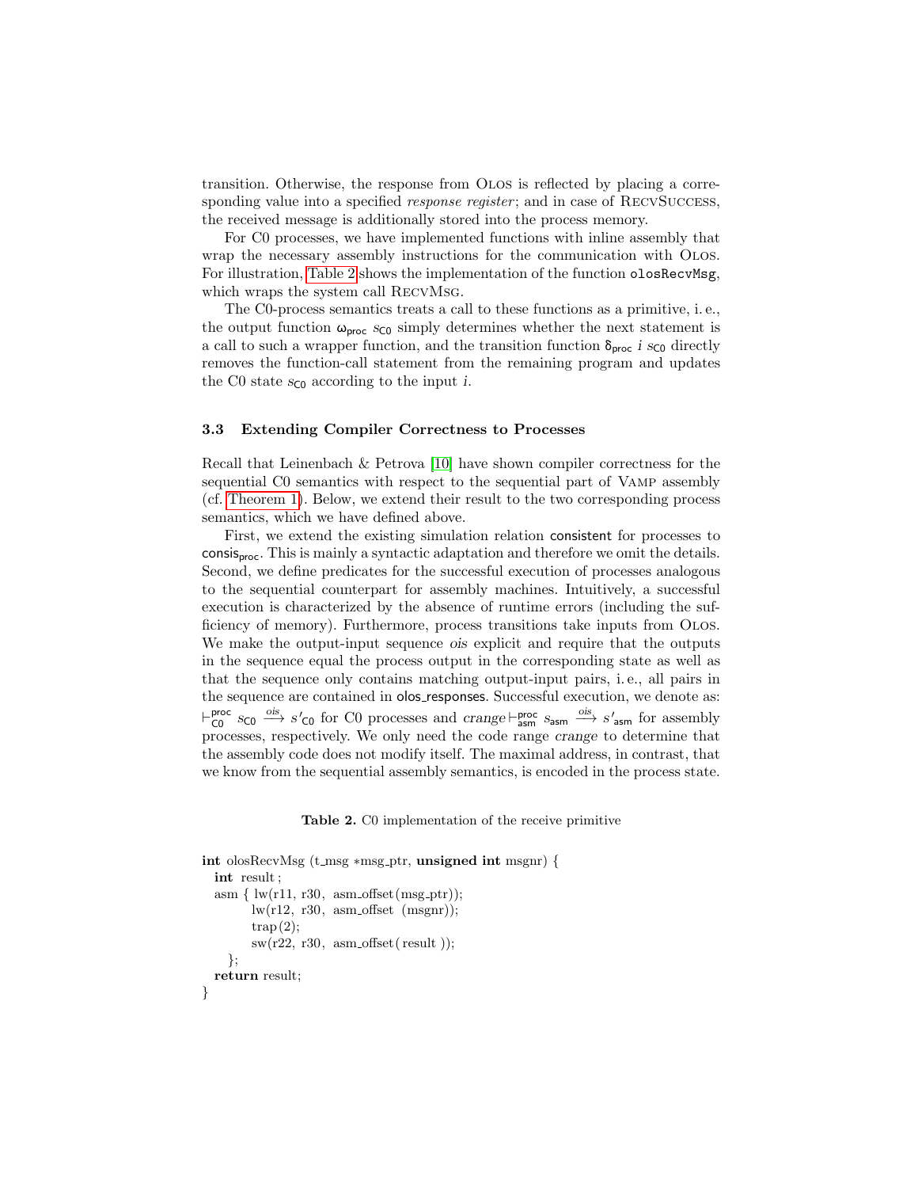transition. Otherwise, the response from OLOS is reflected by placing a corresponding value into a specified *response register*; and in case of RECVSUCCESS, the received message is additionally stored into the process memory.

For C0 processes, we have implemented functions with inline assembly that wrap the necessary assembly instructions for the communication with OLOS. For illustration, Table 2 shows the implementation of the function `olosRecvMsg`, which wraps the system call RECVMSG.

The C0-process semantics treats a call to these functions as a primitive, i. e., the output function $\omega_{\mathsf{proc}}\ s_{\mathsf{C0}}$ simply determines whether the next statement is a call to such a wrapper function, and the transition function $\delta_{\mathsf{proc}}\ i\ s_{\mathsf{C0}}$ directly removes the function-call statement from the remaining program and updates the C0 state $s_{\mathsf{C0}}$ according to the input $i$.

### 3.3 Extending Compiler Correctness to Processes

Recall that Leinenbach & Petrova [10] have shown compiler correctness for the sequential C0 semantics with respect to the sequential part of VAMP assembly (cf. Theorem 1). Below, we extend their result to the two corresponding process semantics, which we have defined above.

First, we extend the existing simulation relation $\mathsf{consistent}$ for processes to $\mathsf{consis}_{\mathsf{proc}}$. This is mainly a syntactic adaptation and therefore we omit the details. Second, we define predicates for the successful execution of processes analogous to the sequential counterpart for assembly machines. Intuitively, a successful execution is characterized by the absence of runtime errors (including the sufficiency of memory). Furthermore, process transitions take inputs from OLOS. We make the output-input sequence *ois* explicit and require that the outputs in the sequence equal the process output in the corresponding state as well as that the sequence only contains matching output-input pairs, i. e., all pairs in the sequence are contained in $\mathsf{olos\_responses}$. Successful execution, we denote as: $\vdash^{\mathsf{proc}}_{\mathsf{C0}} s_{\mathsf{C0}} \xrightarrow{ois} s'_{\mathsf{C0}}$ for C0 processes and $crange \vdash^{\mathsf{proc}}_{\mathsf{asm}} s_{\mathsf{asm}} \xrightarrow{ois} s'_{\mathsf{asm}}$ for assembly processes, respectively. We only need the code range *crange* to determine that the assembly code does not modify itself. The maximal address, in contrast, that we know from the sequential assembly semantics, is encoded in the process state.

**Table 2.** C0 implementation of the receive primitive

```
int olosRecvMsg (t_msg *msg_ptr, unsigned int msgnr) {
  int result;
  asm { lw(r11, r30, asm_offset(msg_ptr));
        lw(r12, r30, asm_offset (msgnr));
        trap(2);
        sw(r22, r30, asm_offset( result ));
    };
  return result;
}
```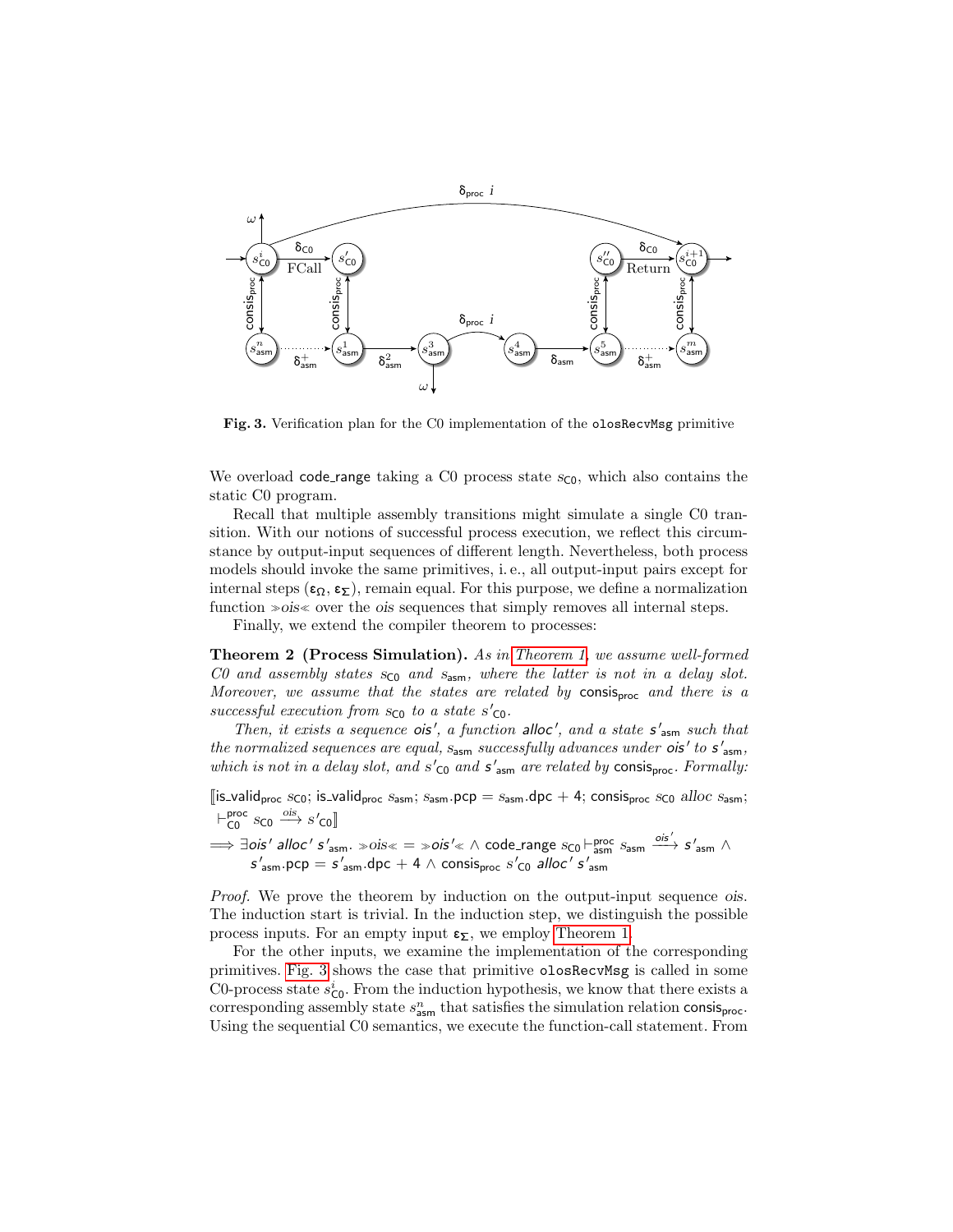**Fig. 3.** Verification plan for the C0 implementation of the `olosRecvMsg` primitive

We overload code_range taking a C0 process state $s_{\mathsf{C0}}$, which also contains the static C0 program.

Recall that multiple assembly transitions might simulate a single C0 transition. With our notions of successful process execution, we reflect this circumstance by output-input sequences of different length. Nevertheless, both process models should invoke the same primitives, i. e., all output-input pairs except for internal steps ($\varepsilon_\Omega$, $\varepsilon_\Sigma$), remain equal. For this purpose, we define a normalization function $\gg ois \ll$ over the $ois$ sequences that simply removes all internal steps.

Finally, we extend the compiler theorem to processes:

**Theorem 2 (Process Simulation).** *As in Theorem 1, we assume well-formed C0 and assembly states $s_{\mathsf{C0}}$ and $s_{\mathsf{asm}}$, where the latter is not in a delay slot. Moreover, we assume that the states are related by* $\mathsf{consis}_{\mathsf{proc}}$ *and there is a successful execution from $s_{\mathsf{C0}}$ to a state $s'_{\mathsf{C0}}$.*

*Then, it exists a sequence $ois'$, a function $alloc'$, and a state $s'_{\mathsf{asm}}$ such that the normalized sequences are equal, $s_{\mathsf{asm}}$ successfully advances under $ois'$ to $s'_{\mathsf{asm}}$, which is not in a delay slot, and $s'_{\mathsf{C0}}$ and $s'_{\mathsf{asm}}$ are related by* $\mathsf{consis}_{\mathsf{proc}}$*. Formally:*

$$\llbracket \mathsf{is\_valid}_{\mathsf{proc}}\ s_{\mathsf{C0}};\ \mathsf{is\_valid}_{\mathsf{proc}}\ s_{\mathsf{asm}};\ s_{\mathsf{asm}}.\mathsf{pcp} = s_{\mathsf{asm}}.\mathsf{dpc} + 4;\ \mathsf{consis}_{\mathsf{proc}}\ s_{\mathsf{C0}}\ alloc\ s_{\mathsf{asm}};\ \vdash^{\mathsf{proc}}_{\mathsf{C0}} s_{\mathsf{C0}} \xrightarrow{ois} s'_{\mathsf{C0}} \rrbracket$$

$$\Longrightarrow \exists ois'\ alloc'\ s'_{\mathsf{asm}}.\ \gg ois \ll\ =\ \gg ois' \ll\ \wedge\ \mathsf{code\_range}\ s_{\mathsf{C0}} \vdash^{\mathsf{proc}}_{\mathsf{asm}} s_{\mathsf{asm}} \xrightarrow{ois'} s'_{\mathsf{asm}}\ \wedge$$
$$s'_{\mathsf{asm}}.\mathsf{pcp} = s'_{\mathsf{asm}}.\mathsf{dpc} + 4\ \wedge\ \mathsf{consis}_{\mathsf{proc}}\ s'_{\mathsf{C0}}\ alloc'\ s'_{\mathsf{asm}}$$

*Proof.* We prove the theorem by induction on the output-input sequence $ois$. The induction start is trivial. In the induction step, we distinguish the possible process inputs. For an empty input $\varepsilon_\Sigma$, we employ Theorem 1.

For the other inputs, we examine the implementation of the corresponding primitives. Fig. 3 shows the case that primitive `olosRecvMsg` is called in some C0-process state $s^i_{\mathsf{C0}}$. From the induction hypothesis, we know that there exists a corresponding assembly state $s^n_{\mathsf{asm}}$ that satisfies the simulation relation $\mathsf{consis}_{\mathsf{proc}}$. Using the sequential C0 semantics, we execute the function-call statement. From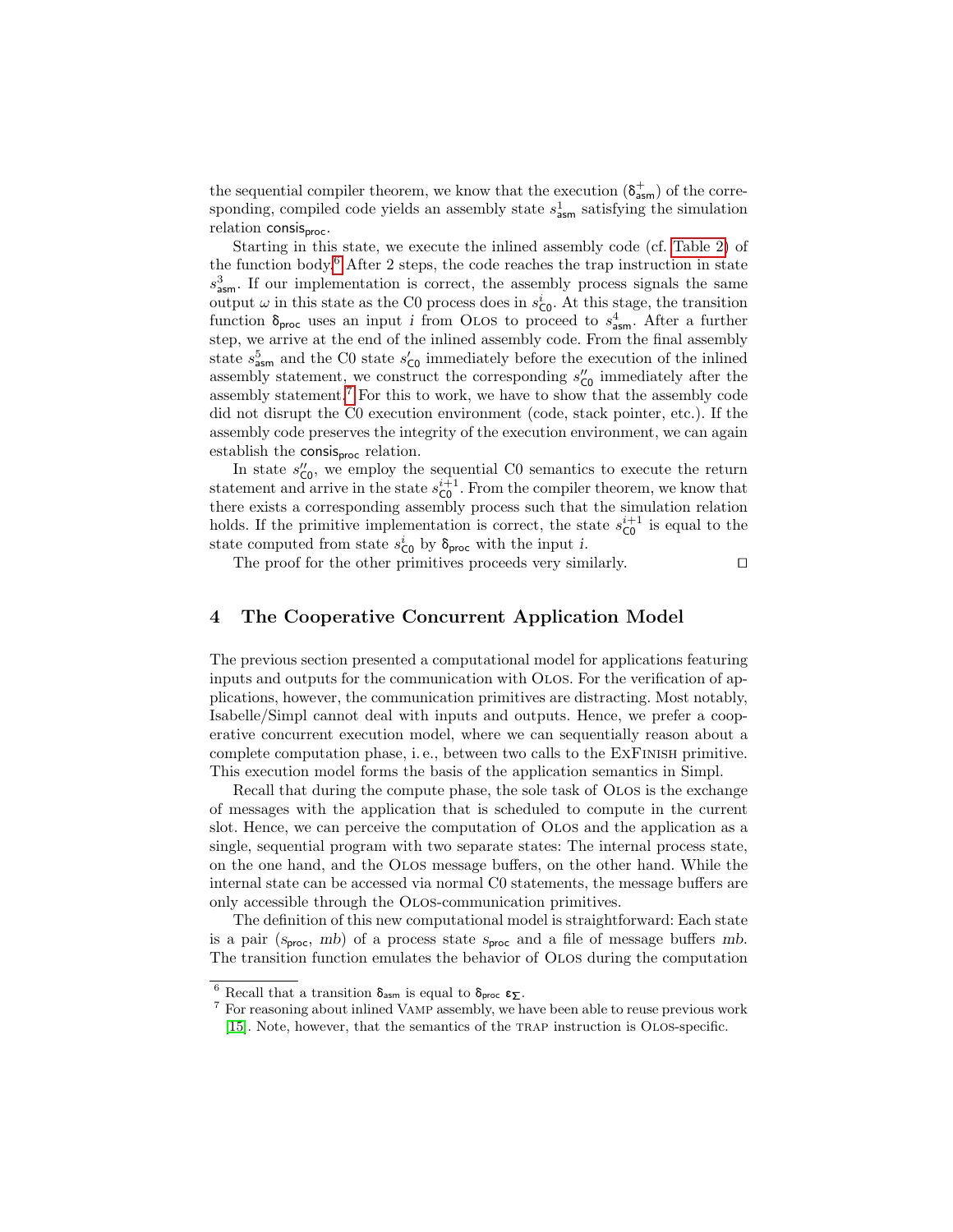the sequential compiler theorem, we know that the execution ($\delta^{+}_{\mathsf{asm}}$) of the corresponding, compiled code yields an assembly state $s^1_{\mathsf{asm}}$ satisfying the simulation relation $\mathsf{consis}_{\mathsf{proc}}$.

Starting in this state, we execute the inlined assembly code (cf. Table 2) of the function body.[6] After 2 steps, the code reaches the trap instruction in state $s^3_{\mathsf{asm}}$. If our implementation is correct, the assembly process signals the same output $\omega$ in this state as the C0 process does in $s^i_{\mathsf{C0}}$. At this stage, the transition function $\delta_{\mathsf{proc}}$ uses an input $i$ from OLOS to proceed to $s^4_{\mathsf{asm}}$. After a further step, we arrive at the end of the inlined assembly code. From the final assembly state $s^5_{\mathsf{asm}}$ and the C0 state $s'_{\mathsf{C0}}$ immediately before the execution of the inlined assembly statement, we construct the corresponding $s''_{\mathsf{C0}}$ immediately after the assembly statement.[7] For this to work, we have to show that the assembly code did not disrupt the C0 execution environment (code, stack pointer, etc.). If the assembly code preserves the integrity of the execution environment, we can again establish the $\mathsf{consis}_{\mathsf{proc}}$ relation.

In state $s''_{\mathsf{C0}}$, we employ the sequential C0 semantics to execute the return statement and arrive in the state $s^{i+1}_{\mathsf{C0}}$. From the compiler theorem, we know that there exists a corresponding assembly process such that the simulation relation holds. If the primitive implementation is correct, the state $s^{i+1}_{\mathsf{C0}}$ is equal to the state computed from state $s^i_{\mathsf{C0}}$ by $\delta_{\mathsf{proc}}$ with the input $i$.

The proof for the other primitives proceeds very similarly. □

## 4 The Cooperative Concurrent Application Model

The previous section presented a computational model for applications featuring inputs and outputs for the communication with OLOS. For the verification of applications, however, the communication primitives are distracting. Most notably, Isabelle/Simpl cannot deal with inputs and outputs. Hence, we prefer a cooperative concurrent execution model, where we can sequentially reason about a complete computation phase, i. e., between two calls to the EXFINISH primitive. This execution model forms the basis of the application semantics in Simpl.

Recall that during the compute phase, the sole task of OLOS is the exchange of messages with the application that is scheduled to compute in the current slot. Hence, we can perceive the computation of OLOS and the application as a single, sequential program with two separate states: The internal process state, on the one hand, and the OLOS message buffers, on the other hand. While the internal state can be accessed via normal C0 statements, the message buffers are only accessible through the OLOS-communication primitives.

The definition of this new computational model is straightforward: Each state is a pair ($s_{\mathsf{proc}}$, $mb$) of a process state $s_{\mathsf{proc}}$ and a file of message buffers $mb$. The transition function emulates the behavior of OLOS during the computation

---

[6] Recall that a transition $\delta_{\mathsf{asm}}$ is equal to $\delta_{\mathsf{proc}}\ \varepsilon_{\Sigma}$.

[7] For reasoning about inlined VAMP assembly, we have been able to reuse previous work [15]. Note, however, that the semantics of the TRAP instruction is OLOS-specific.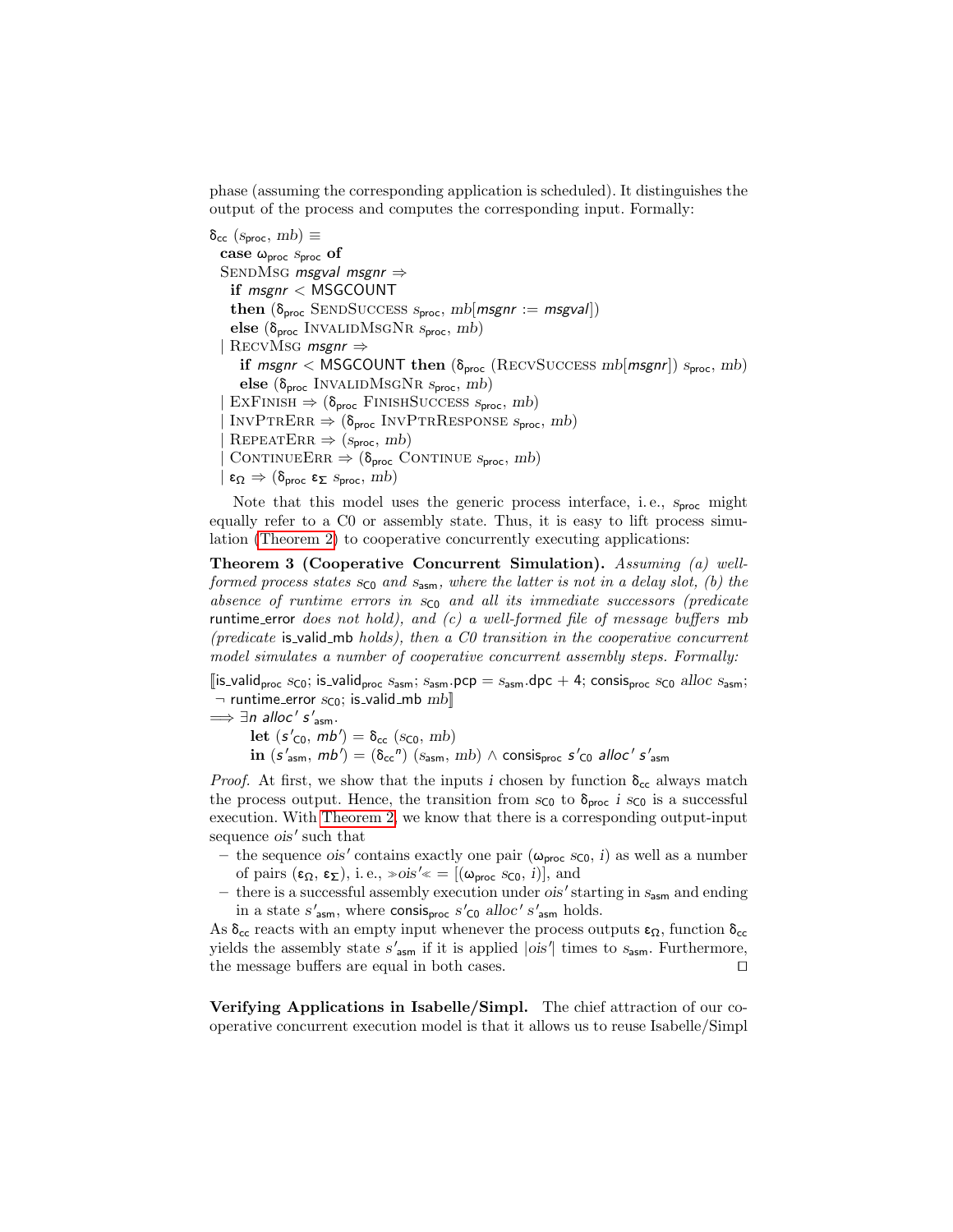phase (assuming the corresponding application is scheduled). It distinguishes the output of the process and computes the corresponding input. Formally:

$\delta_{\mathsf{cc}}\ (s_{\mathsf{proc}},\ mb) \equiv$
  **case** $\omega_{\mathsf{proc}}\ s_{\mathsf{proc}}$ **of**
  $\textsc{SendMsg}\ \mathit{msgval}\ \mathit{msgnr} \Rightarrow$
    **if** $\mathit{msgnr} < \mathsf{MSGCOUNT}$
    **then** $(\delta_{\mathsf{proc}}\ \textsc{SendSuccess}\ s_{\mathsf{proc}},\ mb[\mathit{msgnr} := \mathit{msgval}])$
    **else** $(\delta_{\mathsf{proc}}\ \textsc{InvalidMsgNr}\ s_{\mathsf{proc}},\ mb)$
  $|\ \textsc{RecvMsg}\ \mathit{msgnr} \Rightarrow$
    **if** $\mathit{msgnr} < \mathsf{MSGCOUNT}$ **then** $(\delta_{\mathsf{proc}}\ (\textsc{RecvSuccess}\ mb[\mathit{msgnr}])\ s_{\mathsf{proc}},\ mb)$
    **else** $(\delta_{\mathsf{proc}}\ \textsc{InvalidMsgNr}\ s_{\mathsf{proc}},\ mb)$
  $|\ \textsc{ExFinish} \Rightarrow (\delta_{\mathsf{proc}}\ \textsc{FinishSuccess}\ s_{\mathsf{proc}},\ mb)$
  $|\ \textsc{InvPtrErr} \Rightarrow (\delta_{\mathsf{proc}}\ \textsc{InvPtrResponse}\ s_{\mathsf{proc}},\ mb)$
  $|\ \textsc{RepeatErr} \Rightarrow (s_{\mathsf{proc}},\ mb)$
  $|\ \textsc{ContinueErr} \Rightarrow (\delta_{\mathsf{proc}}\ \textsc{Continue}\ s_{\mathsf{proc}},\ mb)$
  $|\ \varepsilon_{\Omega} \Rightarrow (\delta_{\mathsf{proc}}\ \varepsilon_{\Sigma}\ s_{\mathsf{proc}},\ mb)$

Note that this model uses the generic process interface, i. e., $s_{\mathsf{proc}}$ might equally refer to a C0 or assembly state. Thus, it is easy to lift process simulation (Theorem 2) to cooperative concurrently executing applications:

**Theorem 3 (Cooperative Concurrent Simulation).** *Assuming (a) well-formed process states $s_{\mathsf{C0}}$ and $s_{\mathsf{asm}}$, where the latter is not in a delay slot, (b) the absence of runtime errors in $s_{\mathsf{C0}}$ and all its immediate successors (predicate* runtime_error *does not hold), and (c) a well-formed file of message buffers* mb *(predicate* is_valid_mb *holds), then a C0 transition in the cooperative concurrent model simulates a number of cooperative concurrent assembly steps. Formally:*

$[\![\mathsf{is\_valid_{proc}}\ s_{\mathsf{C0}};\ \mathsf{is\_valid_{proc}}\ s_{\mathsf{asm}};\ s_{\mathsf{asm}}.\mathsf{pcp} = s_{\mathsf{asm}}.\mathsf{dpc} + 4;\ \mathsf{consis_{proc}}\ s_{\mathsf{C0}}\ \mathit{alloc}\ s_{\mathsf{asm}};$
$\neg\ \mathsf{runtime\_error}\ s_{\mathsf{C0}};\ \mathsf{is\_valid\_mb}\ mb]\!]$
$\Longrightarrow \exists n\ \mathit{alloc}'\ s'_{\mathsf{asm}}.$
  **let** $(s'_{\mathsf{C0}},\ mb') = \delta_{\mathsf{cc}}\ (s_{\mathsf{C0}},\ mb)$
  **in** $(s'_{\mathsf{asm}},\ mb') = (\delta_{\mathsf{cc}}{}^{n})\ (s_{\mathsf{asm}},\ mb) \wedge \mathsf{consis_{proc}}\ s'_{\mathsf{C0}}\ \mathit{alloc}'\ s'_{\mathsf{asm}}$

*Proof.* At first, we show that the inputs $i$ chosen by function $\delta_{\mathsf{cc}}$ always match the process output. Hence, the transition from $s_{\mathsf{C0}}$ to $\delta_{\mathsf{proc}}\ i\ s_{\mathsf{C0}}$ is a successful execution. With Theorem 2, we know that there is a corresponding output-input sequence $ois'$ such that

- the sequence $ois'$ contains exactly one pair $(\omega_{\mathsf{proc}}\ s_{\mathsf{C0}},\ i)$ as well as a number of pairs $(\varepsilon_{\Omega},\ \varepsilon_{\Sigma})$, i. e., $\gg ois' \ll\ = [(\omega_{\mathsf{proc}}\ s_{\mathsf{C0}},\ i)]$, and
- there is a successful assembly execution under $ois'$ starting in $s_{\mathsf{asm}}$ and ending in a state $s'_{\mathsf{asm}}$, where $\mathsf{consis_{proc}}\ s'_{\mathsf{C0}}\ \mathit{alloc}'\ s'_{\mathsf{asm}}$ holds.

As $\delta_{\mathsf{cc}}$ reacts with an empty input whenever the process outputs $\varepsilon_{\Omega}$, function $\delta_{\mathsf{cc}}$ yields the assembly state $s'_{\mathsf{asm}}$ if it is applied $|ois'|$ times to $s_{\mathsf{asm}}$. Furthermore, the message buffers are equal in both cases. □

**Verifying Applications in Isabelle/Simpl.** The chief attraction of our cooperative concurrent execution model is that it allows us to reuse Isabelle/Simpl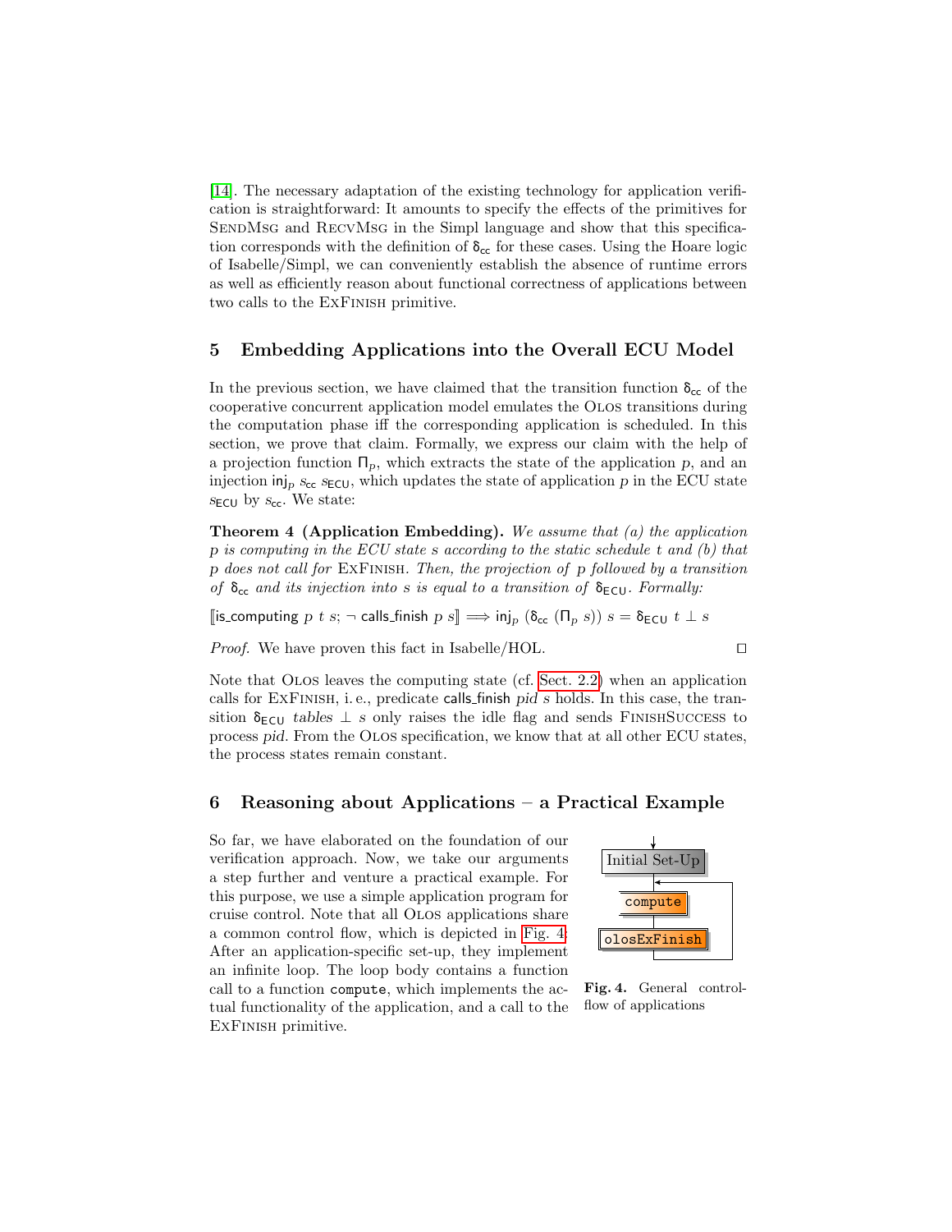[14]. The necessary adaptation of the existing technology for application verification is straightforward: It amounts to specify the effects of the primitives for SendMsg and RecvMsg in the Simpl language and show that this specification corresponds with the definition of $\delta_{\mathsf{cc}}$ for these cases. Using the Hoare logic of Isabelle/Simpl, we can conveniently establish the absence of runtime errors as well as efficiently reason about functional correctness of applications between two calls to the ExFinish primitive.

## 5 Embedding Applications into the Overall ECU Model

In the previous section, we have claimed that the transition function $\delta_{\mathsf{cc}}$ of the cooperative concurrent application model emulates the Olos transitions during the computation phase iff the corresponding application is scheduled. In this section, we prove that claim. Formally, we express our claim with the help of a projection function $\Pi_p$, which extracts the state of the application $p$, and an injection $\mathsf{inj}_p\ s_{\mathsf{cc}}\ s_{\mathsf{ECU}}$, which updates the state of application $p$ in the ECU state $s_{\mathsf{ECU}}$ by $s_{\mathsf{cc}}$. We state:

**Theorem 4 (Application Embedding).** *We assume that (a) the application $p$ is computing in the ECU state $s$ according to the static schedule $t$ and (b) that $p$ does not call for* ExFinish*. Then, the projection of $p$ followed by a transition of $\delta_{\mathsf{cc}}$ and its injection into $s$ is equal to a transition of $\delta_{\mathsf{ECU}}$. Formally:*

$$[\![\mathsf{is\_computing}\ p\ t\ s;\ \neg\ \mathsf{calls\_finish}\ p\ s]\!] \Longrightarrow \mathsf{inj}_p\ (\delta_{\mathsf{cc}}\ (\Pi_p\ s))\ s = \delta_{\mathsf{ECU}}\ t\ \bot\ s$$

*Proof.* We have proven this fact in Isabelle/HOL. □

Note that Olos leaves the computing state (cf. Sect. 2.2) when an application calls for ExFinish, i. e., predicate $\mathsf{calls\_finish}\ pid\ s$ holds. In this case, the transition $\delta_{\mathsf{ECU}}\ tables\ \bot\ s$ only raises the idle flag and sends FinishSuccess to process $pid$. From the Olos specification, we know that at all other ECU states, the process states remain constant.

## 6 Reasoning about Applications – a Practical Example

So far, we have elaborated on the foundation of our verification approach. Now, we take our arguments a step further and venture a practical example. For this purpose, we use a simple application program for cruise control. Note that all Olos applications share a common control flow, which is depicted in Fig. 4. After an application-specific set-up, they implement an infinite loop. The loop body contains a function call to a function `compute`, which implements the actual functionality of the application, and a call to the ExFinish primitive.

Initial Set-Up → `compute` → `olosExFinish` (loop back to `compute`)

**Fig. 4.** General control-flow of applications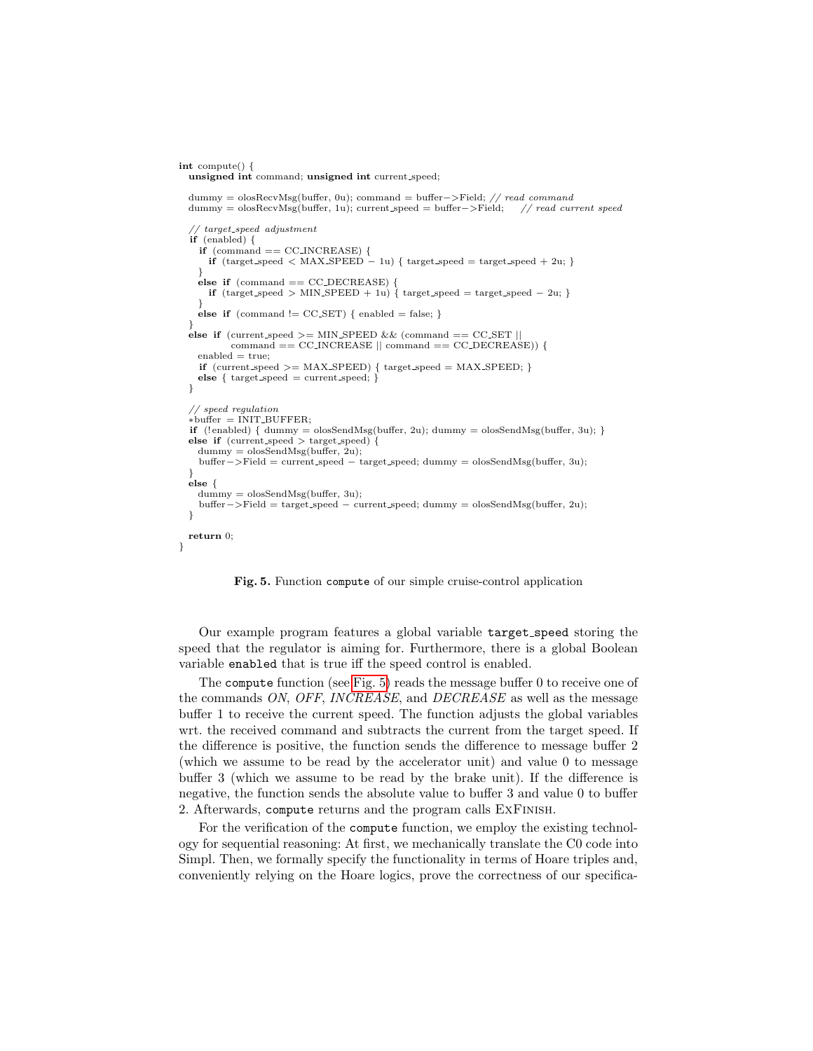```
int compute() {
  unsigned int command; unsigned int current_speed;

  dummy = olosRecvMsg(buffer, 0u); command = buffer−>Field; // read command
  dummy = olosRecvMsg(buffer, 1u); current_speed = buffer−>Field;    // read current speed

  // target_speed adjustment
  if (enabled) {
    if (command == CC_INCREASE) {
      if (target_speed < MAX_SPEED − 1u) { target_speed = target_speed + 2u; }
    }
    else if (command == CC_DECREASE) {
      if (target_speed > MIN_SPEED + 1u) { target_speed = target_speed − 2u; }
    }
    else if (command != CC_SET) { enabled = false; }
  }
  else if (current_speed >= MIN_SPEED && (command == CC_SET ||
           command == CC_INCREASE || command == CC_DECREASE)) {
    enabled = true;
    if (current_speed >= MAX_SPEED) { target_speed = MAX_SPEED; }
    else { target_speed = current_speed; }
  }

  // speed regulation
  *buffer = INIT_BUFFER;
  if (!enabled) { dummy = olosSendMsg(buffer, 2u); dummy = olosSendMsg(buffer, 3u); }
  else if (current_speed > target_speed) {
    dummy = olosSendMsg(buffer, 2u);
    buffer−>Field = current_speed − target_speed; dummy = olosSendMsg(buffer, 3u);
  }
  else {
    dummy = olosSendMsg(buffer, 3u);
    buffer−>Field = target_speed − current_speed; dummy = olosSendMsg(buffer, 2u);
  }

  return 0;
}
```

**Fig. 5.** Function `compute` of our simple cruise-control application

Our example program features a global variable `target_speed` storing the speed that the regulator is aiming for. Furthermore, there is a global Boolean variable `enabled` that is true iff the speed control is enabled.

The `compute` function (see Fig. 5) reads the message buffer 0 to receive one of the commands *ON*, *OFF*, *INCREASE*, and *DECREASE* as well as the message buffer 1 to receive the current speed. The function adjusts the global variables wrt. the received command and subtracts the current from the target speed. If the difference is positive, the function sends the difference to message buffer 2 (which we assume to be read by the accelerator unit) and value 0 to message buffer 3 (which we assume to be read by the brake unit). If the difference is negative, the function sends the absolute value to buffer 3 and value 0 to buffer 2. Afterwards, `compute` returns and the program calls ExFinish.

For the verification of the `compute` function, we employ the existing technology for sequential reasoning: At first, we mechanically translate the C0 code into Simpl. Then, we formally specify the functionality in terms of Hoare triples and, conveniently relying on the Hoare logics, prove the correctness of our specifica-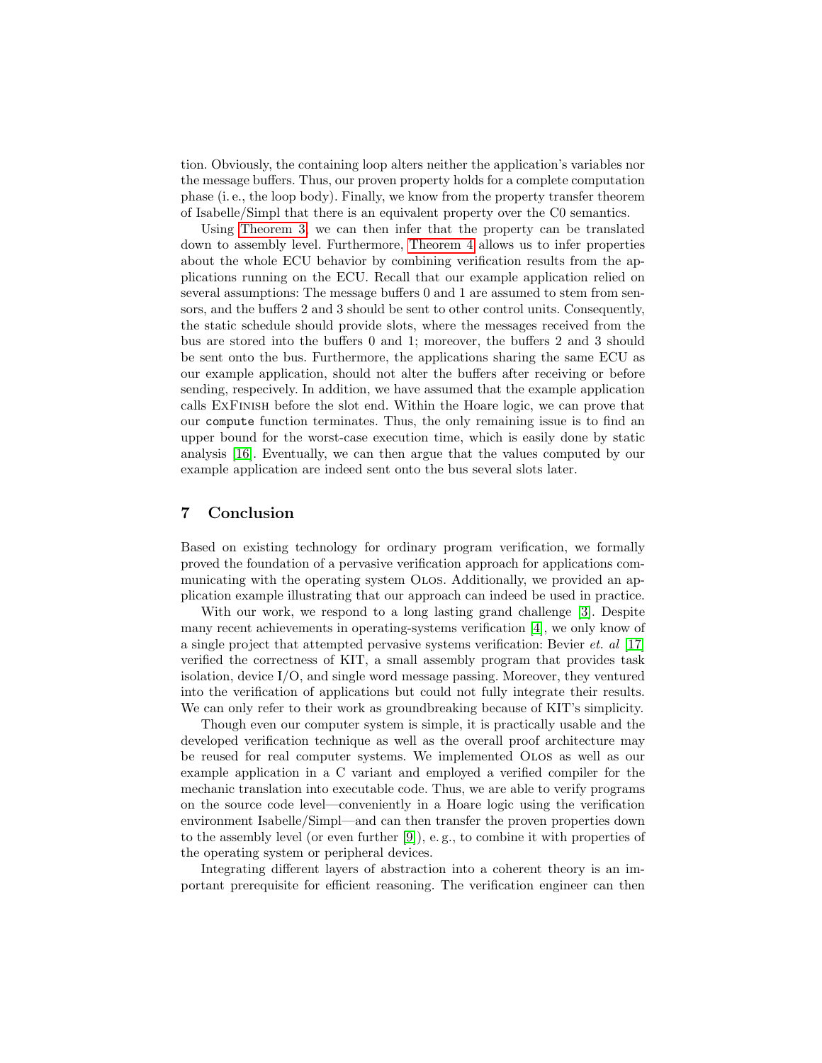tion. Obviously, the containing loop alters neither the application's variables nor the message buffers. Thus, our proven property holds for a complete computation phase (i. e., the loop body). Finally, we know from the property transfer theorem of Isabelle/Simpl that there is an equivalent property over the C0 semantics.

Using Theorem 3, we can then infer that the property can be translated down to assembly level. Furthermore, Theorem 4 allows us to infer properties about the whole ECU behavior by combining verification results from the applications running on the ECU. Recall that our example application relied on several assumptions: The message buffers 0 and 1 are assumed to stem from sensors, and the buffers 2 and 3 should be sent to other control units. Consequently, the static schedule should provide slots, where the messages received from the bus are stored into the buffers 0 and 1; moreover, the buffers 2 and 3 should be sent onto the bus. Furthermore, the applications sharing the same ECU as our example application, should not alter the buffers after receiving or before sending, respecively. In addition, we have assumed that the example application calls ExFinish before the slot end. Within the Hoare logic, we can prove that our `compute` function terminates. Thus, the only remaining issue is to find an upper bound for the worst-case execution time, which is easily done by static analysis [16]. Eventually, we can then argue that the values computed by our example application are indeed sent onto the bus several slots later.

## 7 Conclusion

Based on existing technology for ordinary program verification, we formally proved the foundation of a pervasive verification approach for applications communicating with the operating system Olos. Additionally, we provided an application example illustrating that our approach can indeed be used in practice.

With our work, we respond to a long lasting grand challenge [3]. Despite many recent achievements in operating-systems verification [4], we only know of a single project that attempted pervasive systems verification: Bevier *et. al* [17] verified the correctness of KIT, a small assembly program that provides task isolation, device I/O, and single word message passing. Moreover, they ventured into the verification of applications but could not fully integrate their results. We can only refer to their work as groundbreaking because of KIT's simplicity.

Though even our computer system is simple, it is practically usable and the developed verification technique as well as the overall proof architecture may be reused for real computer systems. We implemented Olos as well as our example application in a C variant and employed a verified compiler for the mechanic translation into executable code. Thus, we are able to verify programs on the source code level—conveniently in a Hoare logic using the verification environment Isabelle/Simpl—and can then transfer the proven properties down to the assembly level (or even further [9]), e. g., to combine it with properties of the operating system or peripheral devices.

Integrating different layers of abstraction into a coherent theory is an important prerequisite for efficient reasoning. The verification engineer can then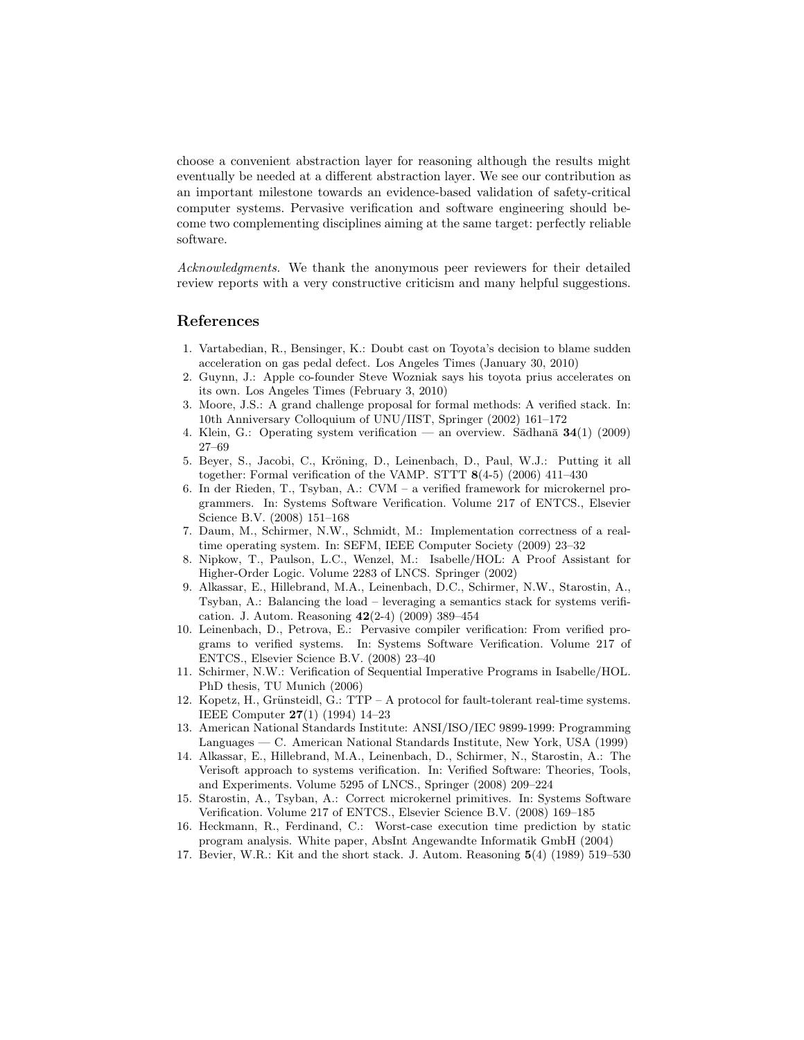choose a convenient abstraction layer for reasoning although the results might eventually be needed at a different abstraction layer. We see our contribution as an important milestone towards an evidence-based validation of safety-critical computer systems. Pervasive verification and software engineering should become two complementing disciplines aiming at the same target: perfectly reliable software.

*Acknowledgments.* We thank the anonymous peer reviewers for their detailed review reports with a very constructive criticism and many helpful suggestions.

## References

1. Vartabedian, R., Bensinger, K.: Doubt cast on Toyota's decision to blame sudden acceleration on gas pedal defect. Los Angeles Times (January 30, 2010)
2. Guynn, J.: Apple co-founder Steve Wozniak says his toyota prius accelerates on its own. Los Angeles Times (February 3, 2010)
3. Moore, J.S.: A grand challenge proposal for formal methods: A verified stack. In: 10th Anniversary Colloquium of UNU/IIST, Springer (2002) 161–172
4. Klein, G.: Operating system verification — an overview. Sādhanā **34**(1) (2009) 27–69
5. Beyer, S., Jacobi, C., Kröning, D., Leinenbach, D., Paul, W.J.: Putting it all together: Formal verification of the VAMP. STTT **8**(4-5) (2006) 411–430
6. In der Rieden, T., Tsyban, A.: CVM – a verified framework for microkernel programmers. In: Systems Software Verification. Volume 217 of ENTCS., Elsevier Science B.V. (2008) 151–168
7. Daum, M., Schirmer, N.W., Schmidt, M.: Implementation correctness of a real-time operating system. In: SEFM, IEEE Computer Society (2009) 23–32
8. Nipkow, T., Paulson, L.C., Wenzel, M.: Isabelle/HOL: A Proof Assistant for Higher-Order Logic. Volume 2283 of LNCS. Springer (2002)
9. Alkassar, E., Hillebrand, M.A., Leinenbach, D.C., Schirmer, N.W., Starostin, A., Tsyban, A.: Balancing the load – leveraging a semantics stack for systems verification. J. Autom. Reasoning **42**(2-4) (2009) 389–454
10. Leinenbach, D., Petrova, E.: Pervasive compiler verification: From verified programs to verified systems. In: Systems Software Verification. Volume 217 of ENTCS., Elsevier Science B.V. (2008) 23–40
11. Schirmer, N.W.: Verification of Sequential Imperative Programs in Isabelle/HOL. PhD thesis, TU Munich (2006)
12. Kopetz, H., Grünsteidl, G.: TTP – A protocol for fault-tolerant real-time systems. IEEE Computer **27**(1) (1994) 14–23
13. American National Standards Institute: ANSI/ISO/IEC 9899-1999: Programming Languages — C. American National Standards Institute, New York, USA (1999)
14. Alkassar, E., Hillebrand, M.A., Leinenbach, D., Schirmer, N., Starostin, A.: The Verisoft approach to systems verification. In: Verified Software: Theories, Tools, and Experiments. Volume 5295 of LNCS., Springer (2008) 209–224
15. Starostin, A., Tsyban, A.: Correct microkernel primitives. In: Systems Software Verification. Volume 217 of ENTCS., Elsevier Science B.V. (2008) 169–185
16. Heckmann, R., Ferdinand, C.: Worst-case execution time prediction by static program analysis. White paper, AbsInt Angewandte Informatik GmbH (2004)
17. Bevier, W.R.: Kit and the short stack. J. Autom. Reasoning **5**(4) (1989) 519–530